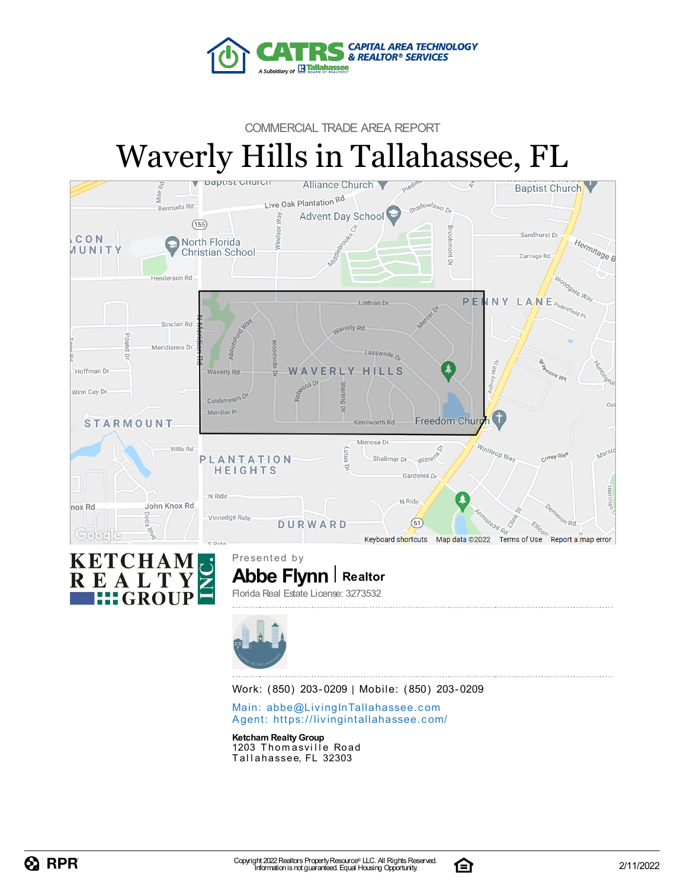COMMERCIAL TRADE AREA REPORT

# Waverly Hills in Tallahassee, FL

Presented by

**Abbe Flynn** | **Realtor**

Florida Real Estate License: 3273532

Work: (850) 203-0209 | Mobile: (850) 203-0209

Main: abbe@LivingInTallahassee.com
Agent: https://livingintallahassee.com/

**Ketcham Realty Group**
1203 Thomasville Road
Tallahassee, FL 32303

Copyright 2022 Realtors Property Resource® LLC. All Rights Reserved.
Information is not guaranteed. Equal Housing Opportunity.

2/11/2022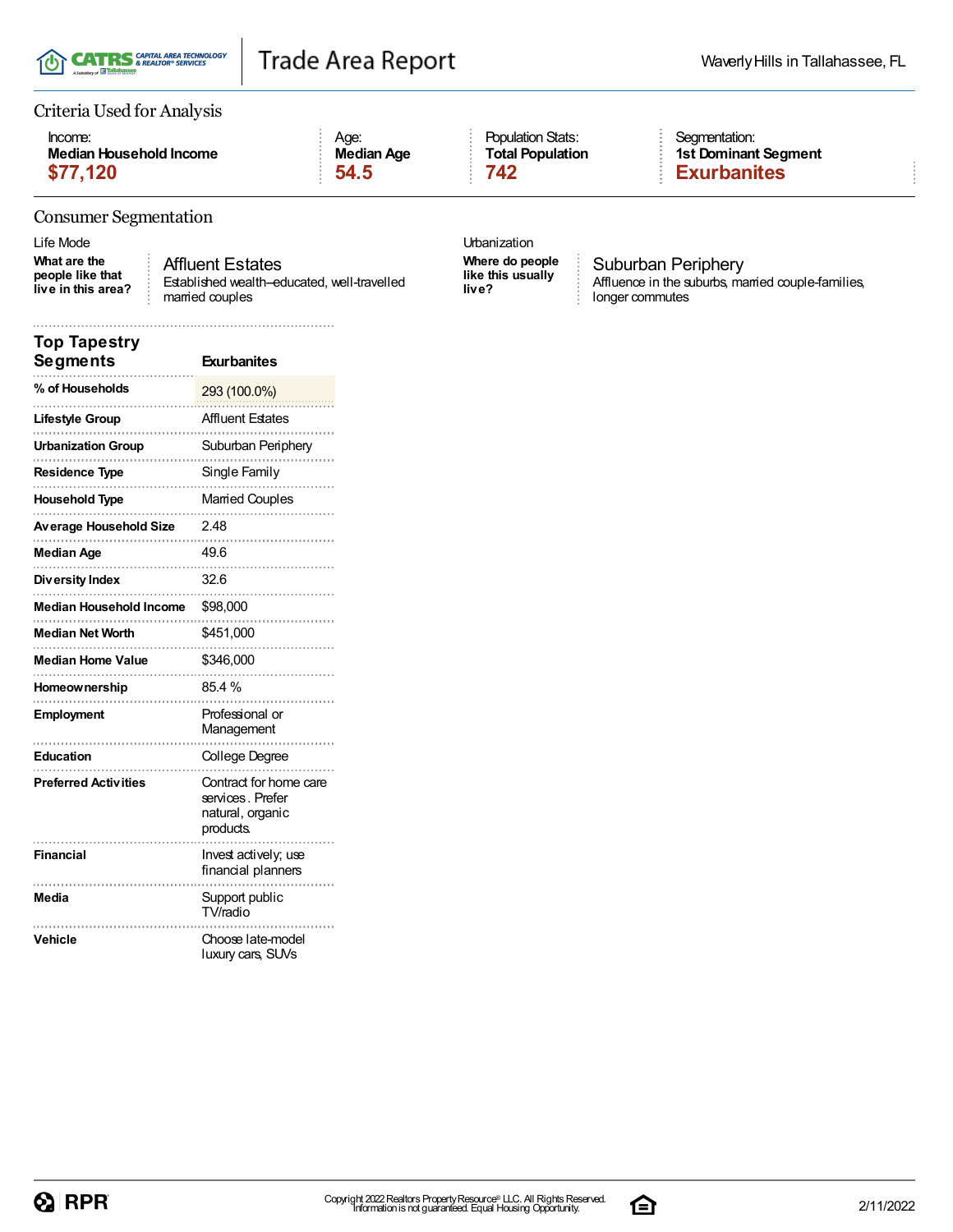# Trade Area Report

Waverly Hills in Tallahassee, FL

## Criteria Used for Analysis

| Income: | Age: | Population Stats: | Segmentation: |
|---|---|---|---|
| **Median Household Income** | **Median Age** | **Total Population** | **1st Dominant Segment** |
| **$77,120** | **54.5** | **742** | **Exurbanites** |

## Consumer Segmentation

**Life Mode**

**What are the people like that live in this area?**

**Affluent Estates**
Established wealth–educated, well-travelled married couples

**Urbanization**

**Where do people like this usually live?**

**Suburban Periphery**
Affluence in the suburbs, married couple-families, longer commutes

| **Top Tapestry Segments** | **Exurbanites** |
|---|---|
| **% of Households** | 293 (100.0%) |
| **Lifestyle Group** | Affluent Estates |
| **Urbanization Group** | Suburban Periphery |
| **Residence Type** | Single Family |
| **Household Type** | Married Couples |
| **Average Household Size** | 2.48 |
| **Median Age** | 49.6 |
| **Diversity Index** | 32.6 |
| **Median Household Income** | $98,000 |
| **Median Net Worth** | $451,000 |
| **Median Home Value** | $346,000 |
| **Homeownership** | 85.4 % |
| **Employment** | Professional or Management |
| **Education** | College Degree |
| **Preferred Activities** | Contract for home care services . Prefer natural, organic products. |
| **Financial** | Invest actively; use financial planners |
| **Media** | Support public TV/radio |
| **Vehicle** | Choose late-model luxury cars, SUVs |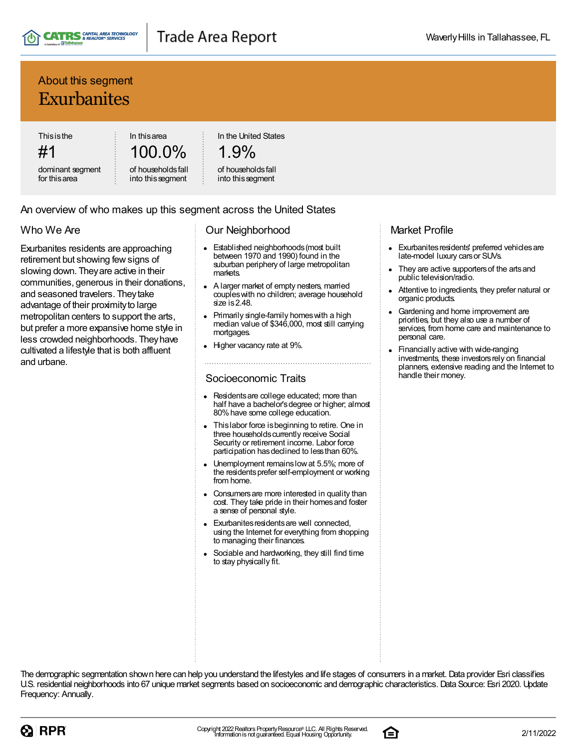# About this segment

## Exurbanites

| This is the | In this area | In the United States |
|---|---|---|
| #1 | 100.0% | 1.9% |
| dominant segment for this area | of households fall into this segment | of households fall into this segment |

## An overview of who makes up this segment across the United States

### Who We Are

Exurbanites residents are approaching retirement but showing few signs of slowing down. They are active in their communities, generous in their donations, and seasoned travelers. They take advantage of their proximity to large metropolitan centers to support the arts, but prefer a more expansive home style in less crowded neighborhoods. They have cultivated a lifestyle that is both affluent and urbane.

### Our Neighborhood

- Established neighborhoods (most built between 1970 and 1990) found in the suburban periphery of large metropolitan markets.
- A larger market of empty nesters, married couples with no children; average household size is 2.48.
- Primarily single-family homes with a high median value of $346,000, most still carrying mortgages.
- Higher vacancy rate at 9%.

### Socioeconomic Traits

- Residents are college educated; more than half have a bachelor's degree or higher; almost 80% have some college education.
- This labor force is beginning to retire. One in three households currently receive Social Security or retirement income. Labor force participation has declined to less than 60%.
- Unemployment remains low at 5.5%; more of the residents prefer self-employment or working from home.
- Consumers are more interested in quality than cost. They take pride in their homes and foster a sense of personal style.
- Exurbanites residents are well connected, using the Internet for everything from shopping to managing their finances.
- Sociable and hardworking, they still find time to stay physically fit.

### Market Profile

- Exurbanites residents' preferred vehicles are late-model luxury cars or SUVs.
- They are active supporters of the arts and public television/radio.
- Attentive to ingredients, they prefer natural or organic products.
- Gardening and home improvement are priorities, but they also use a number of services, from home care and maintenance to personal care.
- Financially active with wide-ranging investments, these investors rely on financial planners, extensive reading and the Internet to handle their money.

The demographic segmentation shown here can help you understand the lifestyles and life stages of consumers in a market. Data provider Esri classifies U.S. residential neighborhoods into 67 unique market segments based on socioeconomic and demographic characteristics. Data Source: Esri 2020. Update Frequency: Annually.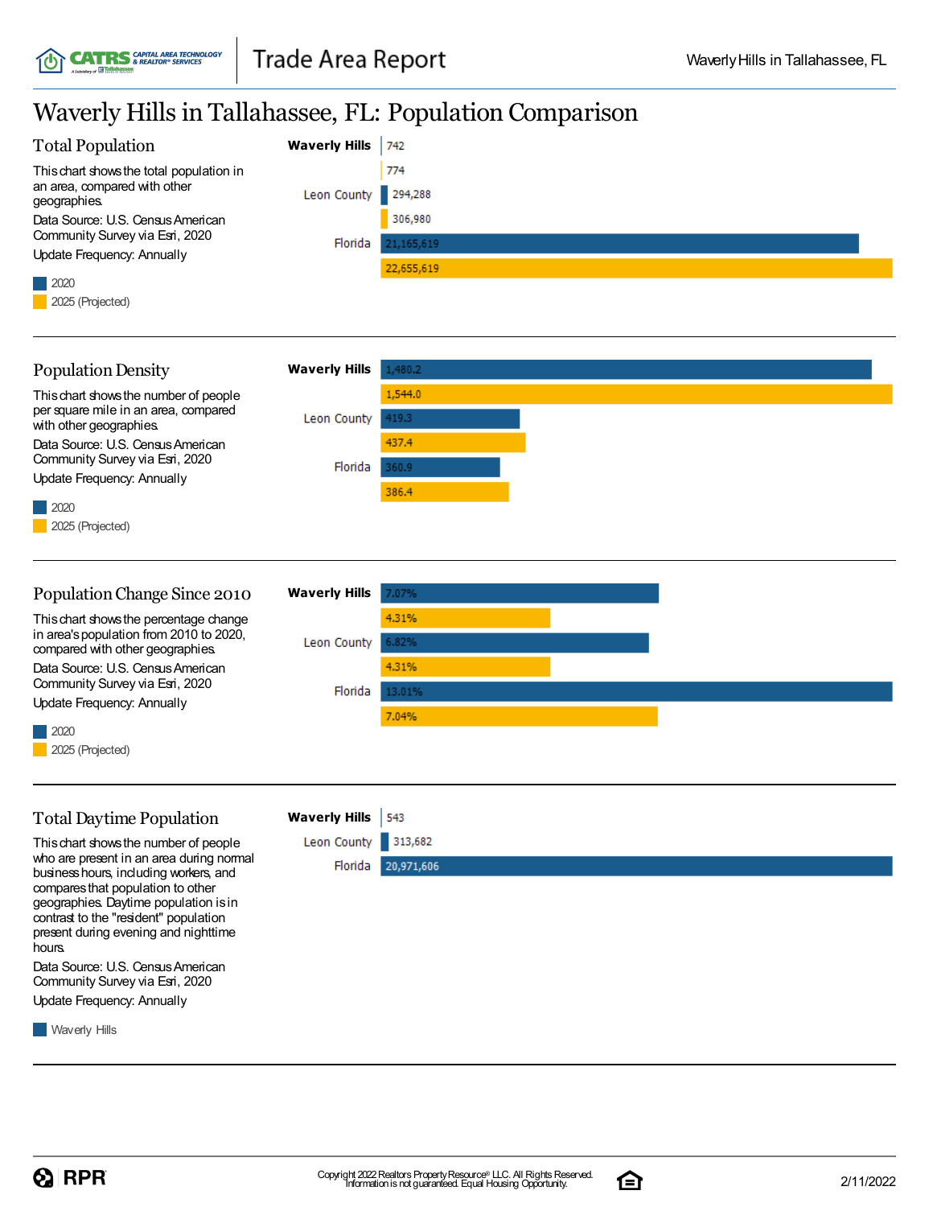# Waverly Hills in Tallahassee, FL: Population Comparison

## Total Population

This chart shows the total population in an area, compared with other geographies.

Data Source: U.S. Census American Community Survey via Esri, 2020

Update Frequency: Annually

| | 2020 | 2025 (Projected) |
|---|---|---|
| Waverly Hills | 742 | 774 |
| Leon County | 294,288 | 306,980 |
| Florida | 21,165,619 | 22,655,619 |

## Population Density

This chart shows the number of people per square mile in an area, compared with other geographies.

Data Source: U.S. Census American Community Survey via Esri, 2020

Update Frequency: Annually

| | 2020 | 2025 (Projected) |
|---|---|---|
| Waverly Hills | 1,480.2 | 1,544.0 |
| Leon County | 419.3 | 437.4 |
| Florida | 360.9 | 386.4 |

## Population Change Since 2010

This chart shows the percentage change in area's population from 2010 to 2020, compared with other geographies.

Data Source: U.S. Census American Community Survey via Esri, 2020

Update Frequency: Annually

| | 2020 | 2025 (Projected) |
|---|---|---|
| Waverly Hills | 7.07% | 4.31% |
| Leon County | 6.82% | 4.31% |
| Florida | 13.01% | 7.04% |

## Total Daytime Population

This chart shows the number of people who are present in an area during normal business hours, including workers, and compares that population to other geographies. Daytime population is in contrast to the "resident" population present during evening and nighttime hours.

Data Source: U.S. Census American Community Survey via Esri, 2020

Update Frequency: Annually

| | Waverly Hills |
|---|---|
| Waverly Hills | 543 |
| Leon County | 313,682 |
| Florida | 20,971,606 |

Copyright 2022 Realtors Property Resource® LLC. All Rights Reserved. Information is not guaranteed. Equal Housing Opportunity.

2/11/2022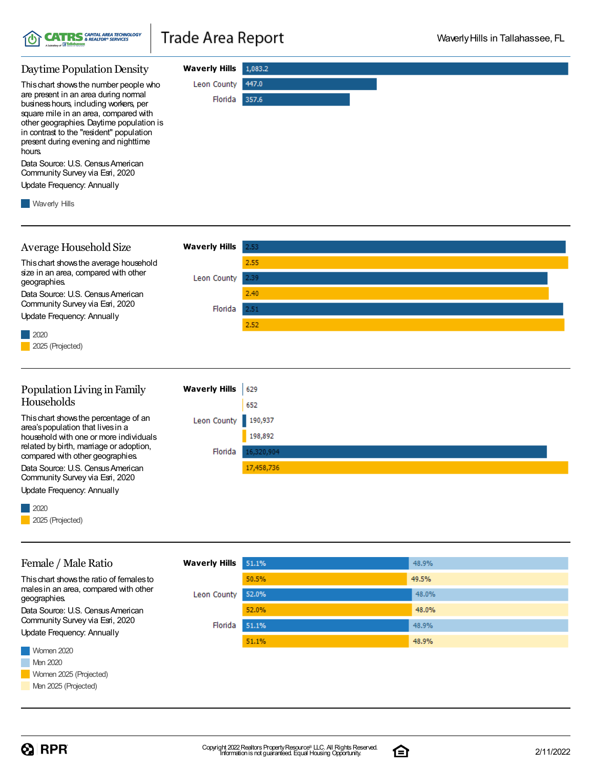## Daytime Population Density

This chart shows the number people who are present in an area during normal business hours, including workers, per square mile in an area, compared with other geographies. Daytime population is in contrast to the "resident" population present during evening and nighttime hours.

Data Source: U.S. Census American Community Survey via Esri, 2020

Update Frequency: Annually

| | Waverly Hills |
|---|---|
| Waverly Hills | 1,083.2 |
| Leon County | 447.0 |
| Florida | 357.6 |

## Average Household Size

This chart shows the average household size in an area, compared with other geographies.

Data Source: U.S. Census American Community Survey via Esri, 2020

Update Frequency: Annually

| | 2020 | 2025 (Projected) |
|---|---|---|
| Waverly Hills | 2.53 | 2.55 |
| Leon County | 2.39 | 2.40 |
| Florida | 2.51 | 2.52 |

## Population Living in Family Households

This chart shows the percentage of an area's population that lives in a household with one or more individuals related by birth, marriage or adoption, compared with other geographies.

Data Source: U.S. Census American Community Survey via Esri, 2020

Update Frequency: Annually

| | 2020 | 2025 (Projected) |
|---|---|---|
| Waverly Hills | 629 | 652 |
| Leon County | 190,937 | 198,892 |
| Florida | 16,320,904 | 17,458,736 |

## Female / Male Ratio

This chart shows the ratio of females to males in an area, compared with other geographies.

Data Source: U.S. Census American Community Survey via Esri, 2020

Update Frequency: Annually

| | Women 2020 | Men 2020 | Women 2025 (Projected) | Men 2025 (Projected) |
|---|---|---|---|---|
| Waverly Hills | 51.1% | 48.9% | 50.5% | 49.5% |
| Leon County | 52.0% | 48.0% | 52.0% | 48.0% |
| Florida | 51.1% | 48.9% | 51.1% | 48.9% |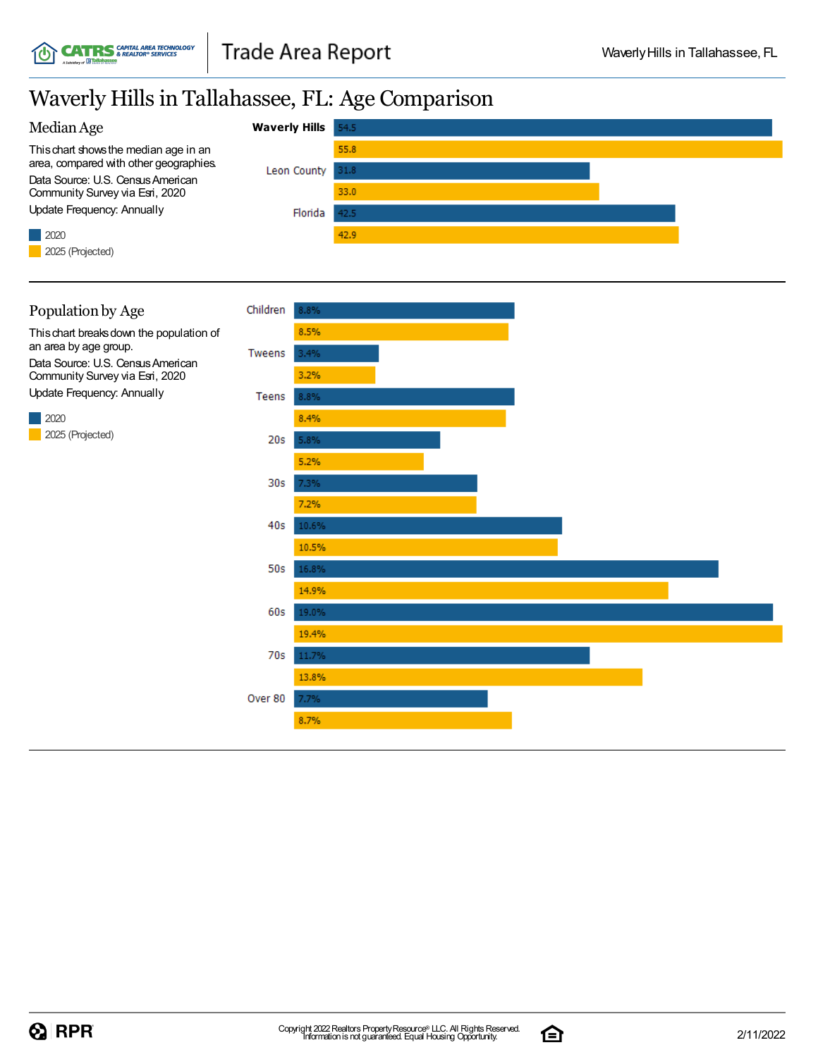# Waverly Hills in Tallahassee, FL: Age Comparison

## Median Age

This chart shows the median age in an area, compared with other geographies.

Data Source: U.S. Census American Community Survey via Esri, 2020

Update Frequency: Annually

| | 2020 | 2025 (Projected) |
|---|---|---|
| **Waverly Hills** | 54.5 | 55.8 |
| Leon County | 31.8 | 33.0 |
| Florida | 42.5 | 42.9 |

## Population by Age

This chart breaks down the population of an area by age group.

Data Source: U.S. Census American Community Survey via Esri, 2020

Update Frequency: Annually

| | 2020 | 2025 (Projected) |
|---|---|---|
| Children | 8.8% | 8.5% |
| Tweens | 3.4% | 3.2% |
| Teens | 8.8% | 8.4% |
| 20s | 5.8% | 5.2% |
| 30s | 7.3% | 7.2% |
| 40s | 10.6% | 10.5% |
| 50s | 16.8% | 14.9% |
| 60s | 19.0% | 19.4% |
| 70s | 11.7% | 13.8% |
| Over 80 | 7.7% | 8.7% |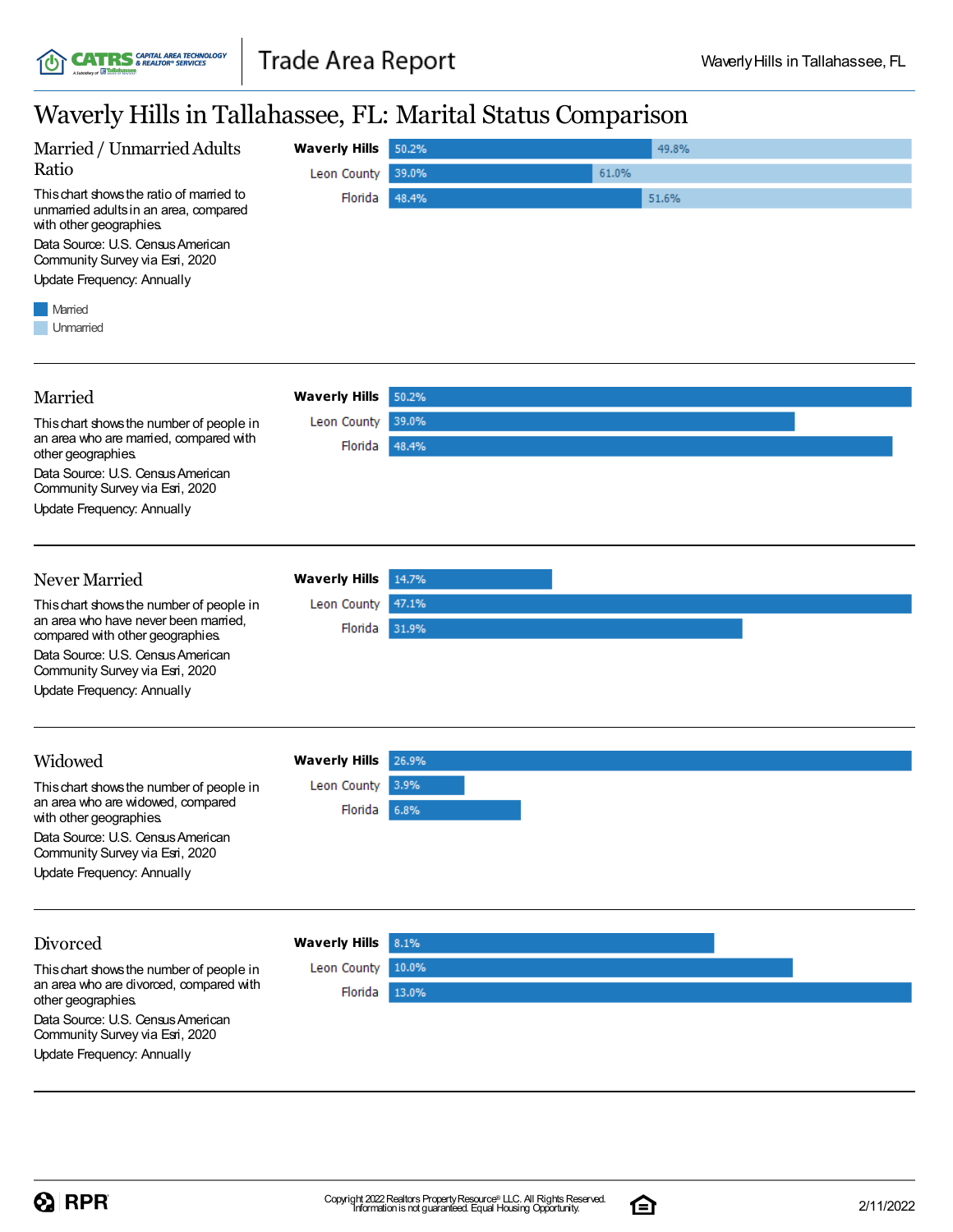# Waverly Hills in Tallahassee, FL: Marital Status Comparison

## Married / Unmarried Adults Ratio

This chart shows the ratio of married to unmarried adults in an area, compared with other geographies.

Data Source: U.S. Census American Community Survey via Esri, 2020

Update Frequency: Annually

| | Married | Unmarried |
|---|---|---|
| **Waverly Hills** | 50.2% | 49.8% |
| Leon County | 39.0% | 61.0% |
| Florida | 48.4% | 51.6% |

## Married

This chart shows the number of people in an area who are married, compared with other geographies.

Data Source: U.S. Census American Community Survey via Esri, 2020

Update Frequency: Annually

| | Married |
|---|---|
| **Waverly Hills** | 50.2% |
| Leon County | 39.0% |
| Florida | 48.4% |

## Never Married

This chart shows the number of people in an area who have never been married, compared with other geographies.

Data Source: U.S. Census American Community Survey via Esri, 2020

Update Frequency: Annually

| | Never Married |
|---|---|
| **Waverly Hills** | 14.7% |
| Leon County | 47.1% |
| Florida | 31.9% |

## Widowed

This chart shows the number of people in an area who are widowed, compared with other geographies.

Data Source: U.S. Census American Community Survey via Esri, 2020

Update Frequency: Annually

| | Widowed |
|---|---|
| **Waverly Hills** | 26.9% |
| Leon County | 3.9% |
| Florida | 6.8% |

## Divorced

This chart shows the number of people in an area who are divorced, compared with other geographies.

Data Source: U.S. Census American Community Survey via Esri, 2020

Update Frequency: Annually

| | Divorced |
|---|---|
| **Waverly Hills** | 8.1% |
| Leon County | 10.0% |
| Florida | 13.0% |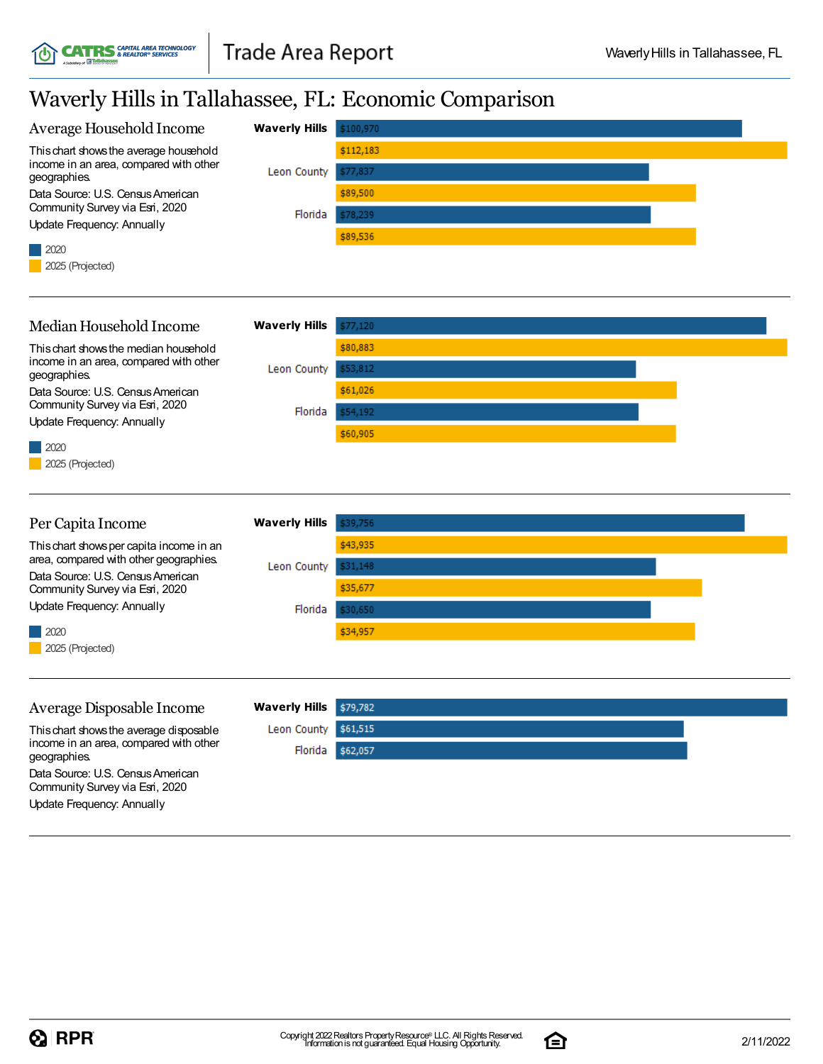# Waverly Hills in Tallahassee, FL: Economic Comparison

## Average Household Income

This chart shows the average household income in an area, compared with other geographies.

Data Source: U.S. Census American Community Survey via Esri, 2020

Update Frequency: Annually

| | 2020 | 2025 (Projected) |
|---|---|---|
| **Waverly Hills** | $100,970 | $112,183 |
| Leon County | $77,837 | $89,500 |
| Florida | $78,239 | $89,536 |

## Median Household Income

This chart shows the median household income in an area, compared with other geographies.

Data Source: U.S. Census American Community Survey via Esri, 2020

Update Frequency: Annually

| | 2020 | 2025 (Projected) |
|---|---|---|
| **Waverly Hills** | $77,120 | $80,883 |
| Leon County | $53,812 | $61,026 |
| Florida | $54,192 | $60,905 |

## Per Capita Income

This chart shows per capita income in an area, compared with other geographies.

Data Source: U.S. Census American Community Survey via Esri, 2020

Update Frequency: Annually

| | 2020 | 2025 (Projected) |
|---|---|---|
| **Waverly Hills** | $39,756 | $43,935 |
| Leon County | $31,148 | $35,677 |
| Florida | $30,650 | $34,957 |

## Average Disposable Income

This chart shows the average disposable income in an area, compared with other geographies.

Data Source: U.S. Census American Community Survey via Esri, 2020

Update Frequency: Annually

| | Average Disposable Income |
|---|---|
| **Waverly Hills** | $79,782 |
| Leon County | $61,515 |
| Florida | $62,057 |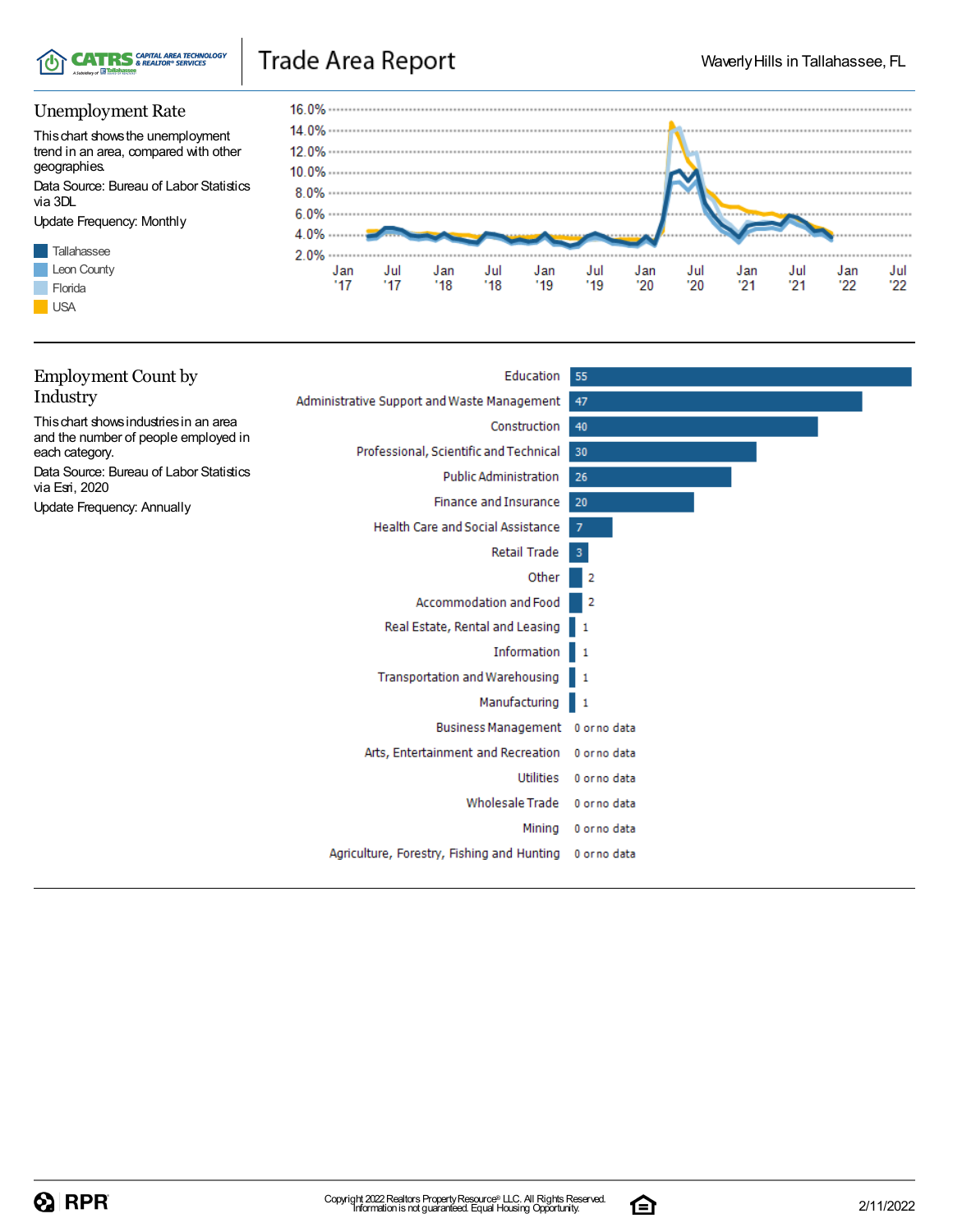# Trade Area Report

Waverly Hills in Tallahassee, FL

## Unemployment Rate

This chart shows the unemployment trend in an area, compared with other geographies.

Data Source: Bureau of Labor Statistics via 3DL

Update Frequency: Monthly

- Tallahassee
- Leon County
- Florida
- USA

## Employment Count by Industry

This chart shows industries in an area and the number of people employed in each category.

Data Source: Bureau of Labor Statistics via Esri, 2020

Update Frequency: Annually

| Industry | Count |
| --- | --- |
| Education | 55 |
| Administrative Support and Waste Management | 47 |
| Construction | 40 |
| Professional, Scientific and Technical | 30 |
| Public Administration | 26 |
| Finance and Insurance | 20 |
| Health Care and Social Assistance | 7 |
| Retail Trade | 3 |
| Other | 2 |
| Accommodation and Food | 2 |
| Real Estate, Rental and Leasing | 1 |
| Information | 1 |
| Transportation and Warehousing | 1 |
| Manufacturing | 1 |
| Business Management | 0 or no data |
| Arts, Entertainment and Recreation | 0 or no data |
| Utilities | 0 or no data |
| Wholesale Trade | 0 or no data |
| Mining | 0 or no data |
| Agriculture, Forestry, Fishing and Hunting | 0 or no data |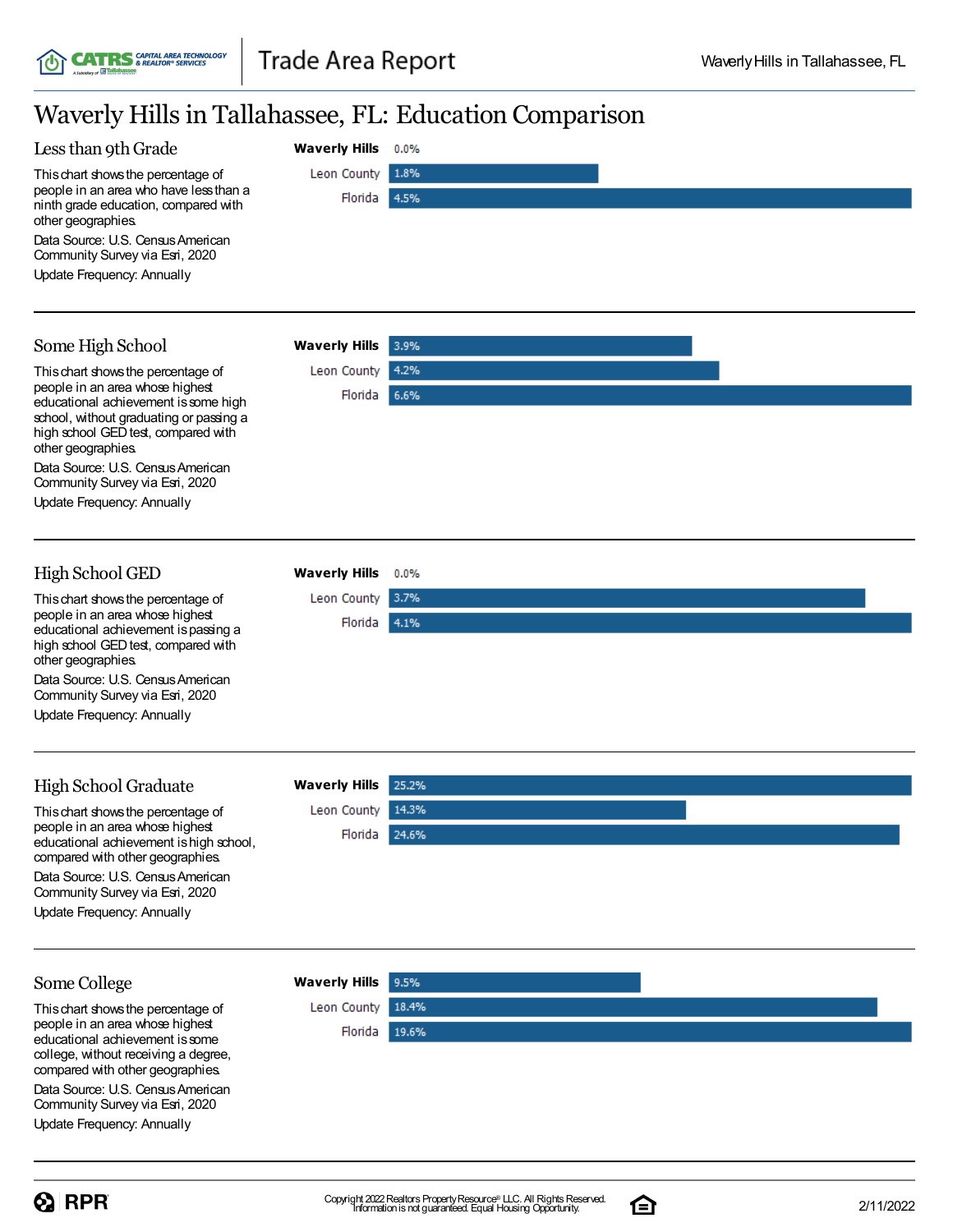# Waverly Hills in Tallahassee, FL: Education Comparison

## Less than 9th Grade

This chart shows the percentage of people in an area who have less than a ninth grade education, compared with other geographies.

Data Source: U.S. Census American Community Survey via Esri, 2020

Update Frequency: Annually

| Geography | Percentage |
|---|---|
| **Waverly Hills** | 0.0% |
| Leon County | 1.8% |
| Florida | 4.5% |

## Some High School

This chart shows the percentage of people in an area whose highest educational achievement is some high school, without graduating or passing a high school GED test, compared with other geographies.

Data Source: U.S. Census American Community Survey via Esri, 2020

Update Frequency: Annually

| Geography | Percentage |
|---|---|
| **Waverly Hills** | 3.9% |
| Leon County | 4.2% |
| Florida | 6.6% |

## High School GED

This chart shows the percentage of people in an area whose highest educational achievement is passing a high school GED test, compared with other geographies.

Data Source: U.S. Census American Community Survey via Esri, 2020

Update Frequency: Annually

| Geography | Percentage |
|---|---|
| **Waverly Hills** | 0.0% |
| Leon County | 3.7% |
| Florida | 4.1% |

## High School Graduate

This chart shows the percentage of people in an area whose highest educational achievement is high school, compared with other geographies.

Data Source: U.S. Census American Community Survey via Esri, 2020

Update Frequency: Annually

| Geography | Percentage |
|---|---|
| **Waverly Hills** | 25.2% |
| Leon County | 14.3% |
| Florida | 24.6% |

## Some College

This chart shows the percentage of people in an area whose highest educational achievement is some college, without receiving a degree, compared with other geographies.

Data Source: U.S. Census American Community Survey via Esri, 2020

Update Frequency: Annually

| Geography | Percentage |
|---|---|
| **Waverly Hills** | 9.5% |
| Leon County | 18.4% |
| Florida | 19.6% |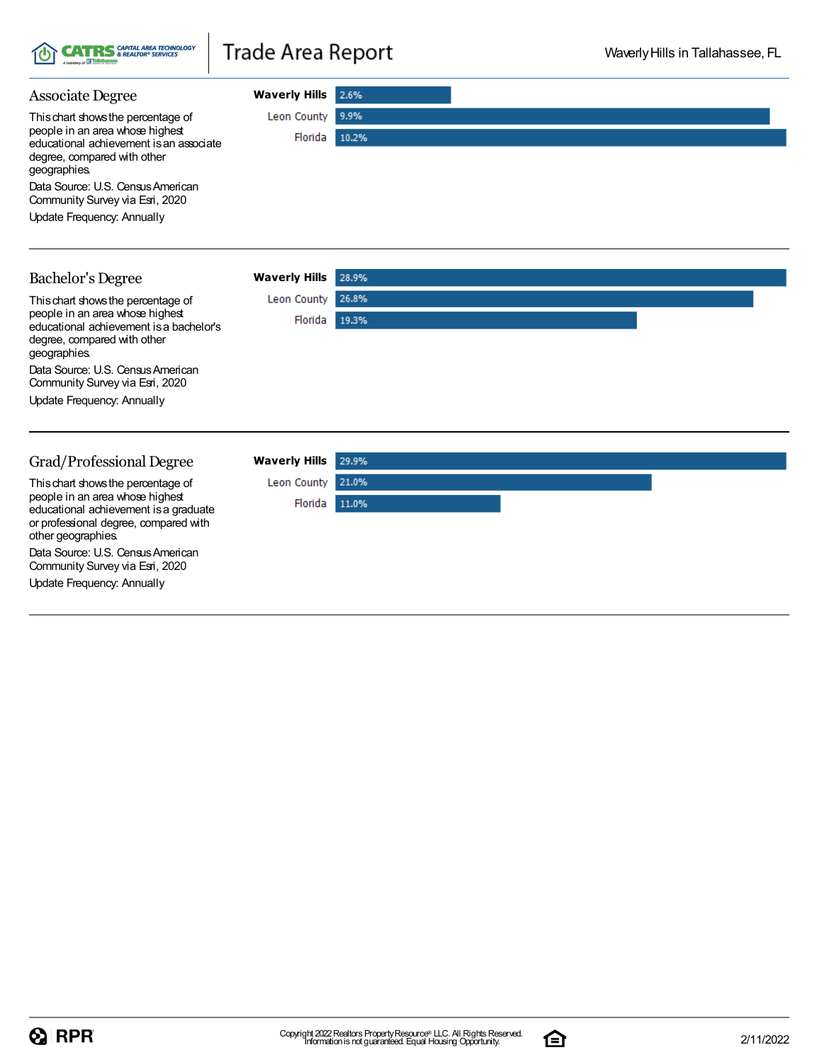## Associate Degree

This chart shows the percentage of people in an area whose highest educational achievement is an associate degree, compared with other geographies.

Data Source: U.S. Census American Community Survey via Esri, 2020

Update Frequency: Annually

| Area | Percentage |
|---|---|
| Waverly Hills | 2.6% |
| Leon County | 9.9% |
| Florida | 10.2% |

## Bachelor's Degree

This chart shows the percentage of people in an area whose highest educational achievement is a bachelor's degree, compared with other geographies.

Data Source: U.S. Census American Community Survey via Esri, 2020

Update Frequency: Annually

| Area | Percentage |
|---|---|
| Waverly Hills | 28.9% |
| Leon County | 26.8% |
| Florida | 19.3% |

## Grad/Professional Degree

This chart shows the percentage of people in an area whose highest educational achievement is a graduate or professional degree, compared with other geographies.

Data Source: U.S. Census American Community Survey via Esri, 2020

Update Frequency: Annually

| Area | Percentage |
|---|---|
| Waverly Hills | 29.9% |
| Leon County | 21.0% |
| Florida | 11.0% |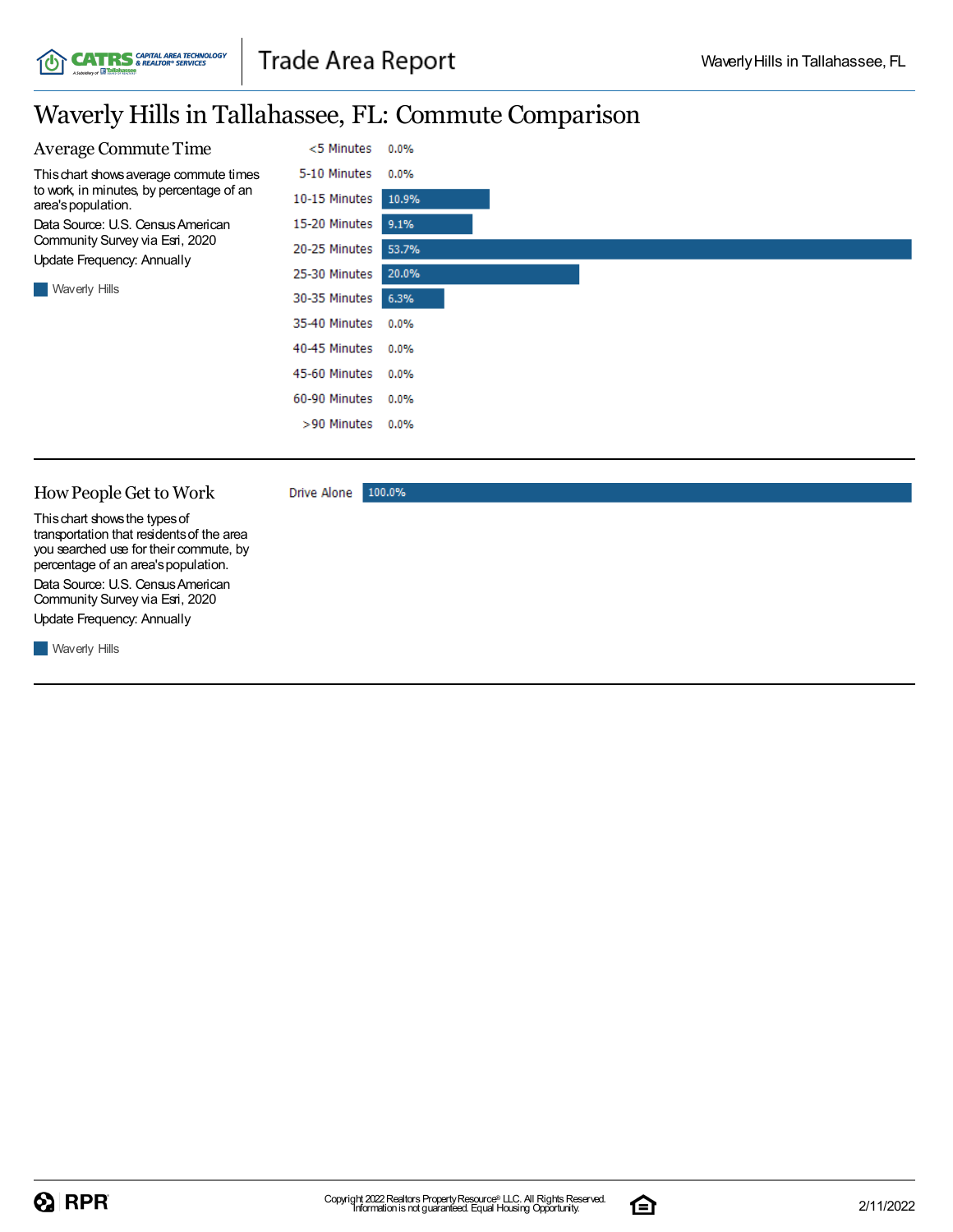# Waverly Hills in Tallahassee, FL: Commute Comparison

## Average Commute Time

This chart shows average commute times to work, in minutes, by percentage of an area's population.

Data Source: U.S. Census American Community Survey via Esri, 2020

Update Frequency: Annually

Waverly Hills

| Commute Time | Waverly Hills |
|---|---|
| <5 Minutes | 0.0% |
| 5-10 Minutes | 0.0% |
| 10-15 Minutes | 10.9% |
| 15-20 Minutes | 9.1% |
| 20-25 Minutes | 53.7% |
| 25-30 Minutes | 20.0% |
| 30-35 Minutes | 6.3% |
| 35-40 Minutes | 0.0% |
| 40-45 Minutes | 0.0% |
| 45-60 Minutes | 0.0% |
| 60-90 Minutes | 0.0% |
| >90 Minutes | 0.0% |

## How People Get to Work

This chart shows the types of transportation that residents of the area you searched use for their commute, by percentage of an area's population.

Data Source: U.S. Census American Community Survey via Esri, 2020

Update Frequency: Annually

Waverly Hills

| Transportation | Waverly Hills |
|---|---|
| Drive Alone | 100.0% |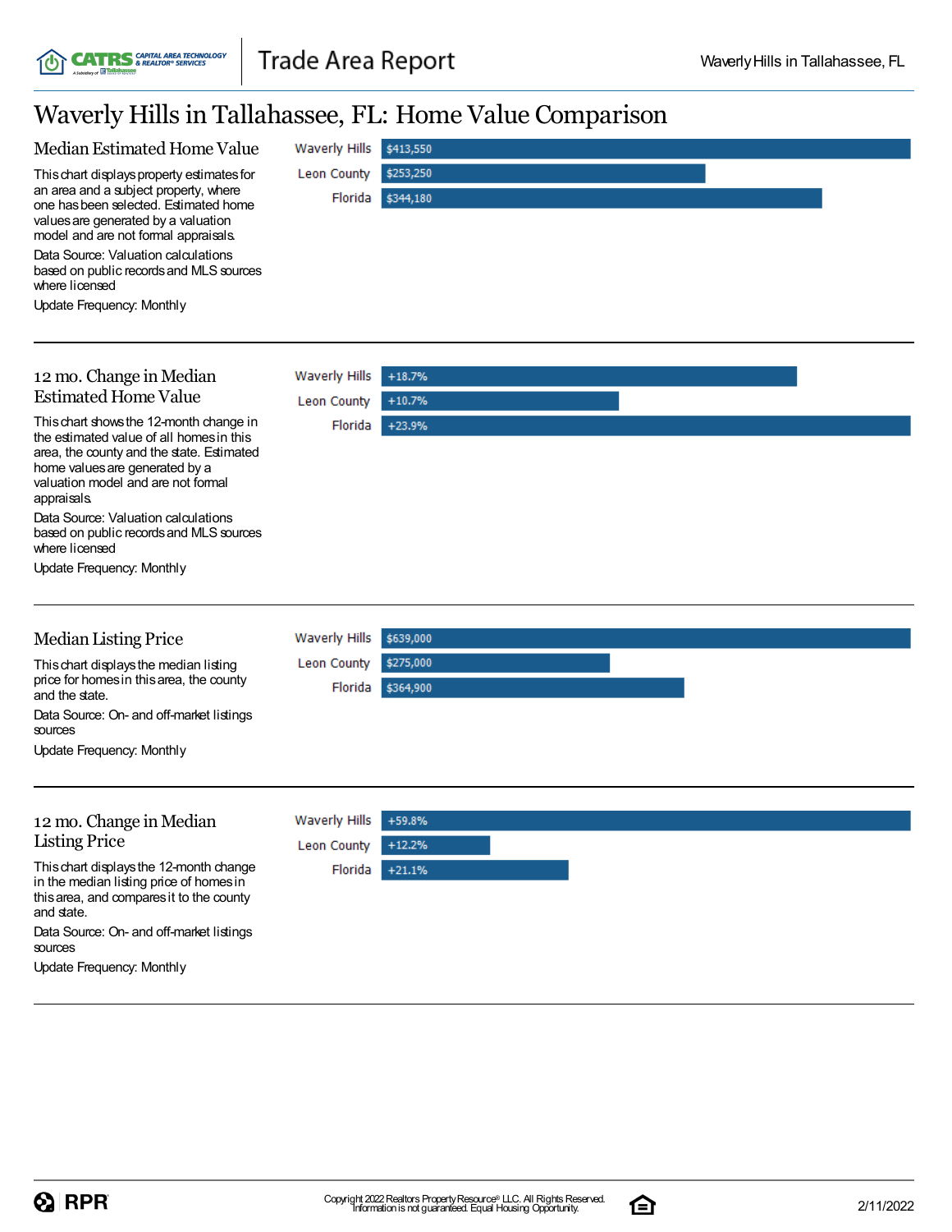# Waverly Hills in Tallahassee, FL: Home Value Comparison

## Median Estimated Home Value

This chart displays property estimates for an area and a subject property, where one has been selected. Estimated home values are generated by a valuation model and are not formal appraisals.

Data Source: Valuation calculations based on public records and MLS sources where licensed

Update Frequency: Monthly

| Area | Value |
| --- | --- |
| Waverly Hills | $413,550 |
| Leon County | $253,250 |
| Florida | $344,180 |

## 12 mo. Change in Median Estimated Home Value

This chart shows the 12-month change in the estimated value of all homes in this area, the county and the state. Estimated home values are generated by a valuation model and are not formal appraisals.

Data Source: Valuation calculations based on public records and MLS sources where licensed

Update Frequency: Monthly

| Area | Change |
| --- | --- |
| Waverly Hills | +18.7% |
| Leon County | +10.7% |
| Florida | +23.9% |

## Median Listing Price

This chart displays the median listing price for homes in this area, the county and the state.

Data Source: On- and off-market listings sources

Update Frequency: Monthly

| Area | Price |
| --- | --- |
| Waverly Hills | $639,000 |
| Leon County | $275,000 |
| Florida | $364,900 |

## 12 mo. Change in Median Listing Price

This chart displays the 12-month change in the median listing price of homes in this area, and compares it to the county and state.

Data Source: On- and off-market listings sources

Update Frequency: Monthly

| Area | Change |
| --- | --- |
| Waverly Hills | +59.8% |
| Leon County | +12.2% |
| Florida | +21.1% |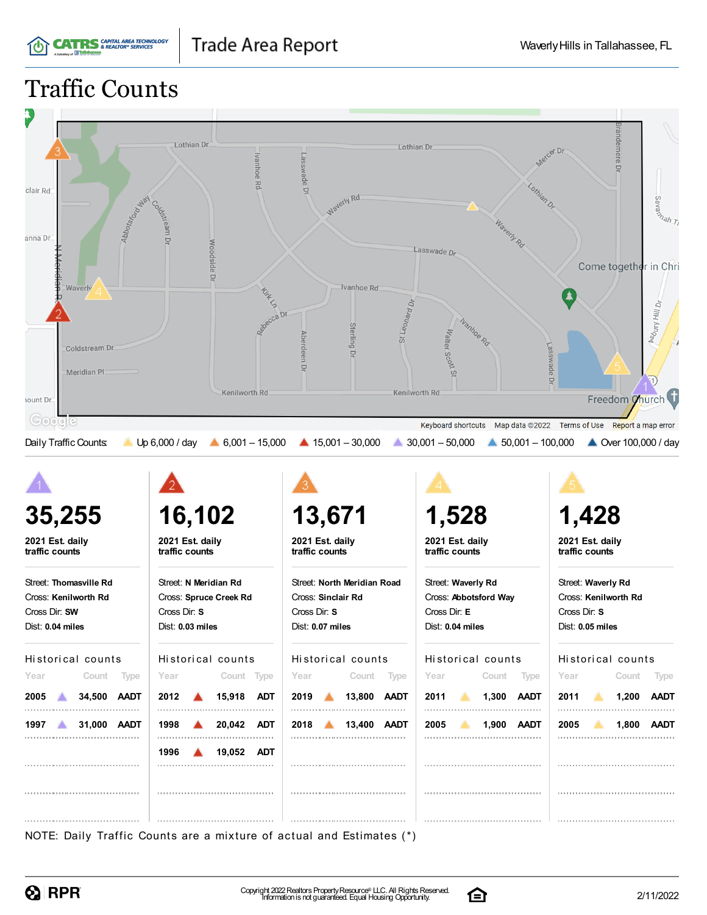# Traffic Counts

Daily Traffic Counts: Up 6,000 / day | 6,001 – 15,000 | 15,001 – 30,000 | 30,001 – 50,000 | 50,001 – 100,000 | Over 100,000 / day

## 1

**35,255**

**2021 Est. daily traffic counts**

Street: **Thomasville Rd**
Cross: **Kenilworth Rd**
Cross Dir: **SW**
Dist: **0.04 miles**

Historical counts

| Year | Count | Type |
|---|---|---|
| 2005 | 34,500 | AADT |
| 1997 | 31,000 | AADT |

## 2

**16,102**

**2021 Est. daily traffic counts**

Street: **N Meridian Rd**
Cross: **Spruce Creek Rd**
Cross Dir: **S**
Dist: **0.03 miles**

Historical counts

| Year | Count | Type |
|---|---|---|
| 2012 | 15,918 | ADT |
| 1998 | 20,042 | ADT |
| 1996 | 19,052 | ADT |

## 3

**13,671**

**2021 Est. daily traffic counts**

Street: **North Meridian Road**
Cross: **Sinclair Rd**
Cross Dir: **S**
Dist: **0.07 miles**

Historical counts

| Year | Count | Type |
|---|---|---|
| 2019 | 13,800 | AADT |
| 2018 | 13,400 | AADT |

## 4

**1,528**

**2021 Est. daily traffic counts**

Street: **Waverly Rd**
Cross: **Abbotsford Way**
Cross Dir: **E**
Dist: **0.04 miles**

Historical counts

| Year | Count | Type |
|---|---|---|
| 2011 | 1,300 | AADT |
| 2005 | 1,900 | AADT |

## 5

**1,428**

**2021 Est. daily traffic counts**

Street: **Waverly Rd**
Cross: **Kenilworth Rd**
Cross Dir: **S**
Dist: **0.05 miles**

Historical counts

| Year | Count | Type |
|---|---|---|
| 2011 | 1,200 | AADT |
| 2005 | 1,800 | AADT |

NOTE: Daily Traffic Counts are a mixture of actual and Estimates (*)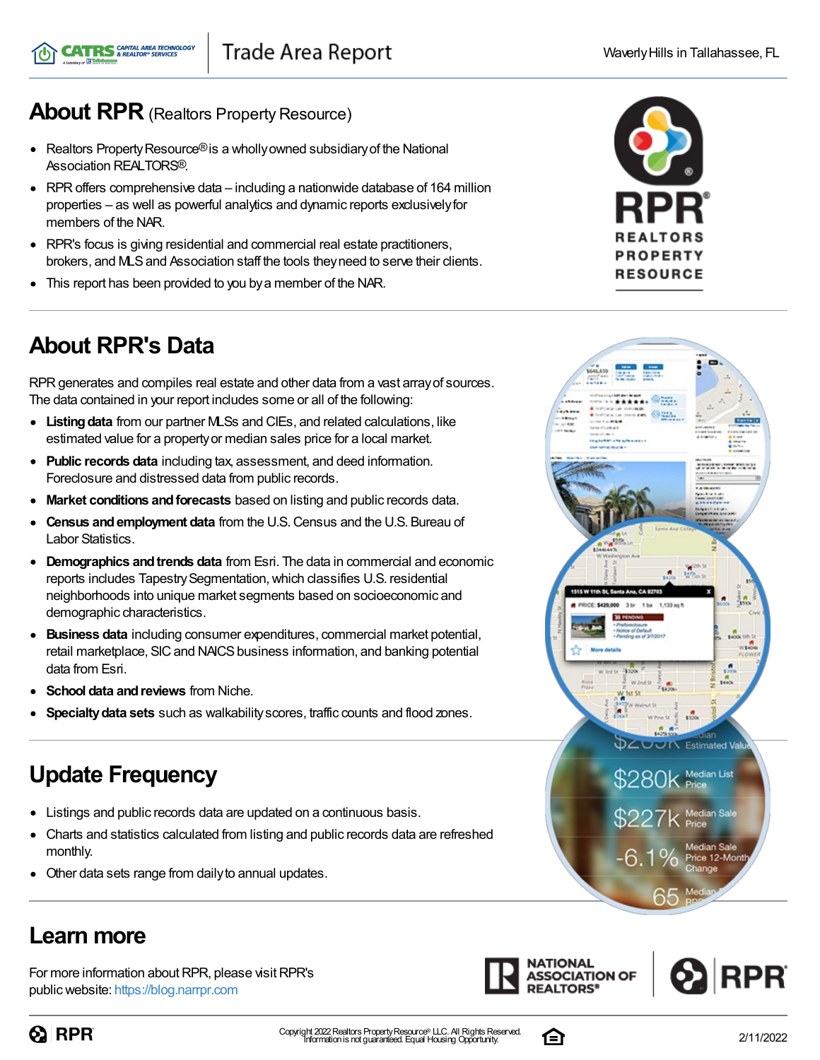# About RPR (Realtors Property Resource)

- Realtors Property Resource® is a wholly owned subsidiary of the National Association REALTORS®.
- RPR offers comprehensive data – including a nationwide database of 164 million properties – as well as powerful analytics and dynamic reports exclusively for members of the NAR.
- RPR's focus is giving residential and commercial real estate practitioners, brokers, and MLS and Association staff the tools they need to serve their clients.
- This report has been provided to you by a member of the NAR.

# About RPR's Data

RPR generates and compiles real estate and other data from a vast array of sources. The data contained in your report includes some or all of the following:

- **Listing data** from our partner MLSs and CIEs, and related calculations, like estimated value for a property or median sales price for a local market.
- **Public records data** including tax, assessment, and deed information. Foreclosure and distressed data from public records.
- **Market conditions and forecasts** based on listing and public records data.
- **Census and employment data** from the U.S. Census and the U.S. Bureau of Labor Statistics.
- **Demographics and trends data** from Esri. The data in commercial and economic reports includes Tapestry Segmentation, which classifies U.S. residential neighborhoods into unique market segments based on socioeconomic and demographic characteristics.
- **Business data** including consumer expenditures, commercial market potential, retail marketplace, SIC and NAICS business information, and banking potential data from Esri.
- **School data and reviews** from Niche.
- **Specialty data sets** such as walkability scores, traffic counts and flood zones.

# Update Frequency

- Listings and public records data are updated on a continuous basis.
- Charts and statistics calculated from listing and public records data are refreshed monthly.
- Other data sets range from daily to annual updates.

# Learn more

For more information about RPR, please visit RPR's public website: https://blog.narrpr.com